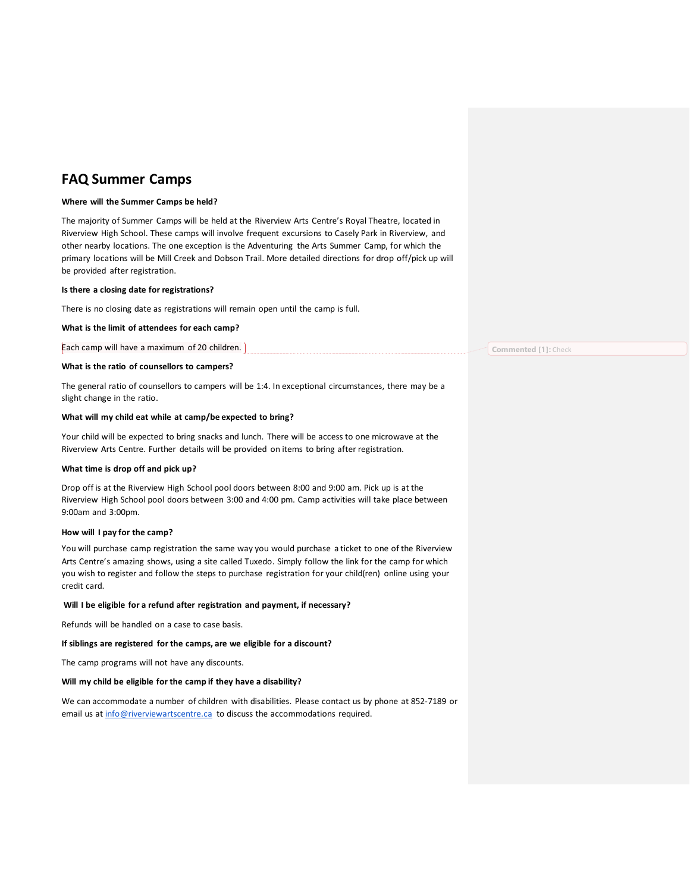# FAQ Summer Camps

**Where will the Summer Camps be held?**

The majority of Summer Camps will be held at the Riverview Arts Centre's Royal Theatre, located in Riverview High School. These camps will involve frequent excursions to Casely Park in Riverview, and other nearby locations. The one exception is the Adventuring the Arts Summer Camp, for which the primary locations will be Mill Creek and Dobson Trail. More detailed directions for drop off/pick up will be provided after registration.

**Is there a closing date for registrations?**

There is no closing date as registrations will remain open until the camp is full.

**What is the limit of attendees for each camp?**

Each camp will have a maximum of 20 children.

**What is the ratio of counsellors to campers?**

The general ratio of counsellors to campers will be 1:4. In exceptional circumstances, there may be a slight change in the ratio.

**What will my child eat while at camp/be expected to bring?**

Your child will be expected to bring snacks and lunch. There will be access to one microwave at the Riverview Arts Centre. Further details will be provided on items to bring after registration.

**What time is drop off and pick up?**

Drop off is at the Riverview High School pool doors between 8:00 and 9:00 am. Pick up is at the Riverview High School pool doors between 3:00 and 4:00 pm. Camp activities will take place between 9:00am and 3:00pm.

**How will I pay for the camp?**

You will purchase camp registration the same way you would purchase a ticket to one of the Riverview Arts Centre's amazing shows, using a site called Tuxedo. Simply follow the link for the camp for which you wish to register and follow the steps to purchase registration for your child(ren) online using your credit card.

**Will I be eligible for a refund after registration and payment, if necessary?**

Refunds will be handled on a case to case basis.

**If siblings are registered for the camps, are we eligible for a discount?**

The camp programs will not have any discounts.

**Will my child be eligible for the camp if they have a disability?**

We can accommodate a number of children with disabilities. Please contact us by phone at 852-7189 or email us at info@riverviewartscentre.ca to discuss the accommodations required.

Commented [1]: Check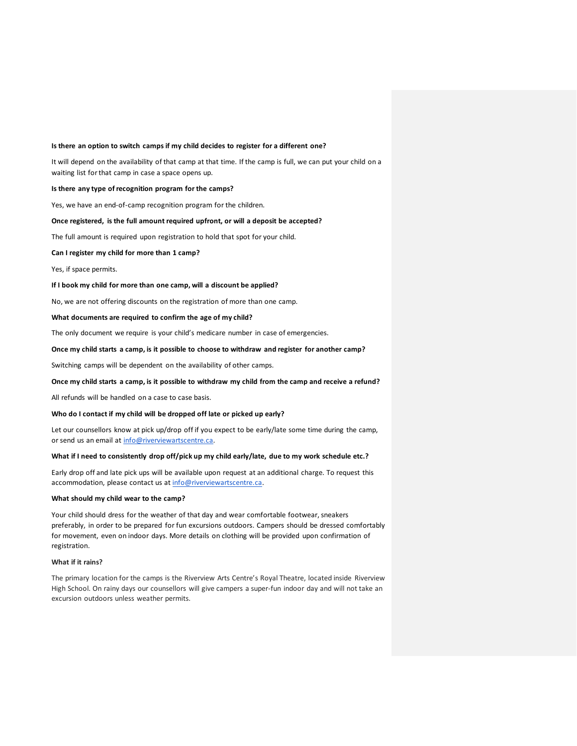**Is there an option to switch camps if my child decides to register for a different one?**

It will depend on the availability of that camp at that time. If the camp is full, we can put your child on a waiting list for that camp in case a space opens up.

**Is there any type of recognition program for the camps?**

Yes, we have an end-of-camp recognition program for the children.

**Once registered, is the full amount required upfront, or will a deposit be accepted?**

The full amount is required upon registration to hold that spot for your child.

**Can I register my child for more than 1 camp?**

Yes, if space permits.

**If I book my child for more than one camp, will a discount be applied?**

No, we are not offering discounts on the registration of more than one camp.

**What documents are required to confirm the age of my child?**

The only document we require is your child's medicare number in case of emergencies.

**Once my child starts a camp, is it possible to choose to withdraw and register for another camp?**

Switching camps will be dependent on the availability of other camps.

**Once my child starts a camp, is it possible to withdraw my child from the camp and receive a refund?**

All refunds will be handled on a case to case basis.

**Who do I contact if my child will be dropped off late or picked up early?**

Let our counsellors know at pick up/drop off if you expect to be early/late some time during the camp, or send us an email at info@riverviewartscentre.ca.

**What if I need to consistently drop off/pick up my child early/late, due to my work schedule etc.?**

Early drop off and late pick ups will be available upon request at an additional charge. To request this accommodation, please contact us at info@riverviewartscentre.ca.

**What should my child wear to the camp?**

Your child should dress for the weather of that day and wear comfortable footwear, sneakers preferably, in order to be prepared for fun excursions outdoors. Campers should be dressed comfortably for movement, even on indoor days. More details on clothing will be provided upon confirmation of registration.

**What if it rains?**

The primary location for the camps is the Riverview Arts Centre's Royal Theatre, located inside Riverview High School. On rainy days our counsellors will give campers a super-fun indoor day and will not take an excursion outdoors unless weather permits.